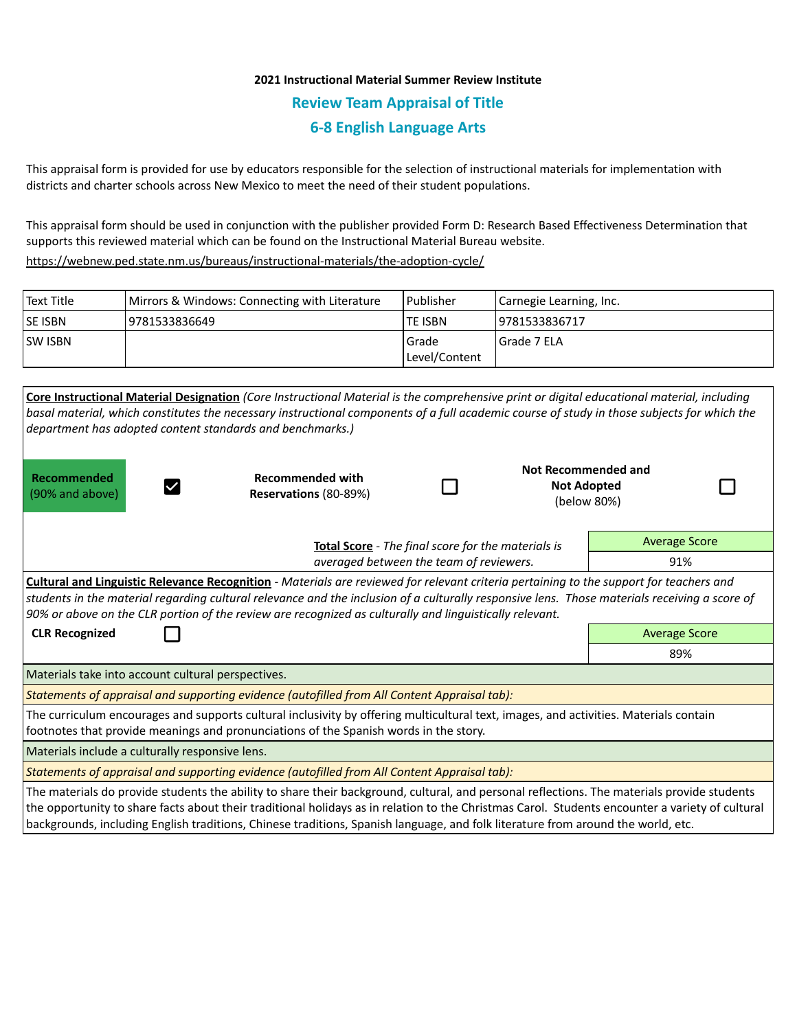**2021 Instructional Material Summer Review Institute**

## Review Team Appraisal of Title

## 6-8 English Language Arts

This appraisal form is provided for use by educators responsible for the selection of instructional materials for implementation with districts and charter schools across New Mexico to meet the need of their student populations.

This appraisal form should be used in conjunction with the publisher provided Form D: Research Based Effectiveness Determination that supports this reviewed material which can be found on the Instructional Material Bureau website.

https://webnew.ped.state.nm.us/bureaus/instructional-materials/the-adoption-cycle/

| Text Title | Mirrors & Windows: Connecting with Literature | Publisher | Carnegie Learning, Inc. |
|---|---|---|---|
| SE ISBN | 9781533836649 | TE ISBN | 9781533836717 |
| SW ISBN | | Grade Level/Content | Grade 7 ELA |

**Core Instructional Material Designation** *(Core Instructional Material is the comprehensive print or digital educational material, including basal material, which constitutes the necessary instructional components of a full academic course of study in those subjects for which the department has adopted content standards and benchmarks.)*

| **Recommended** (90% and above) | ☑ | **Recommended with Reservations** (80-89%) | ☐ | **Not Recommended and Not Adopted** (below 80%) | ☐ |
|---|---|---|---|---|---|

**Total Score** - *The final score for the materials is averaged between the team of reviewers.*

| Average Score |
|---|
| 91% |

**Cultural and Linguistic Relevance Recognition** - *Materials are reviewed for relevant criteria pertaining to the support for teachers and students in the material regarding cultural relevance and the inclusion of a culturally responsive lens. Those materials receiving a score of 90% or above on the CLR portion of the review are recognized as culturally and linguistically relevant.*

**CLR Recognized** ☐

| Average Score |
|---|
| 89% |

Materials take into account cultural perspectives.

*Statements of appraisal and supporting evidence (autofilled from All Content Appraisal tab):*

The curriculum encourages and supports cultural inclusivity by offering multicultural text, images, and activities. Materials contain footnotes that provide meanings and pronunciations of the Spanish words in the story.

Materials include a culturally responsive lens.

*Statements of appraisal and supporting evidence (autofilled from All Content Appraisal tab):*

The materials do provide students the ability to share their background, cultural, and personal reflections. The materials provide students the opportunity to share facts about their traditional holidays as in relation to the Christmas Carol. Students encounter a variety of cultural backgrounds, including English traditions, Chinese traditions, Spanish language, and folk literature from around the world, etc.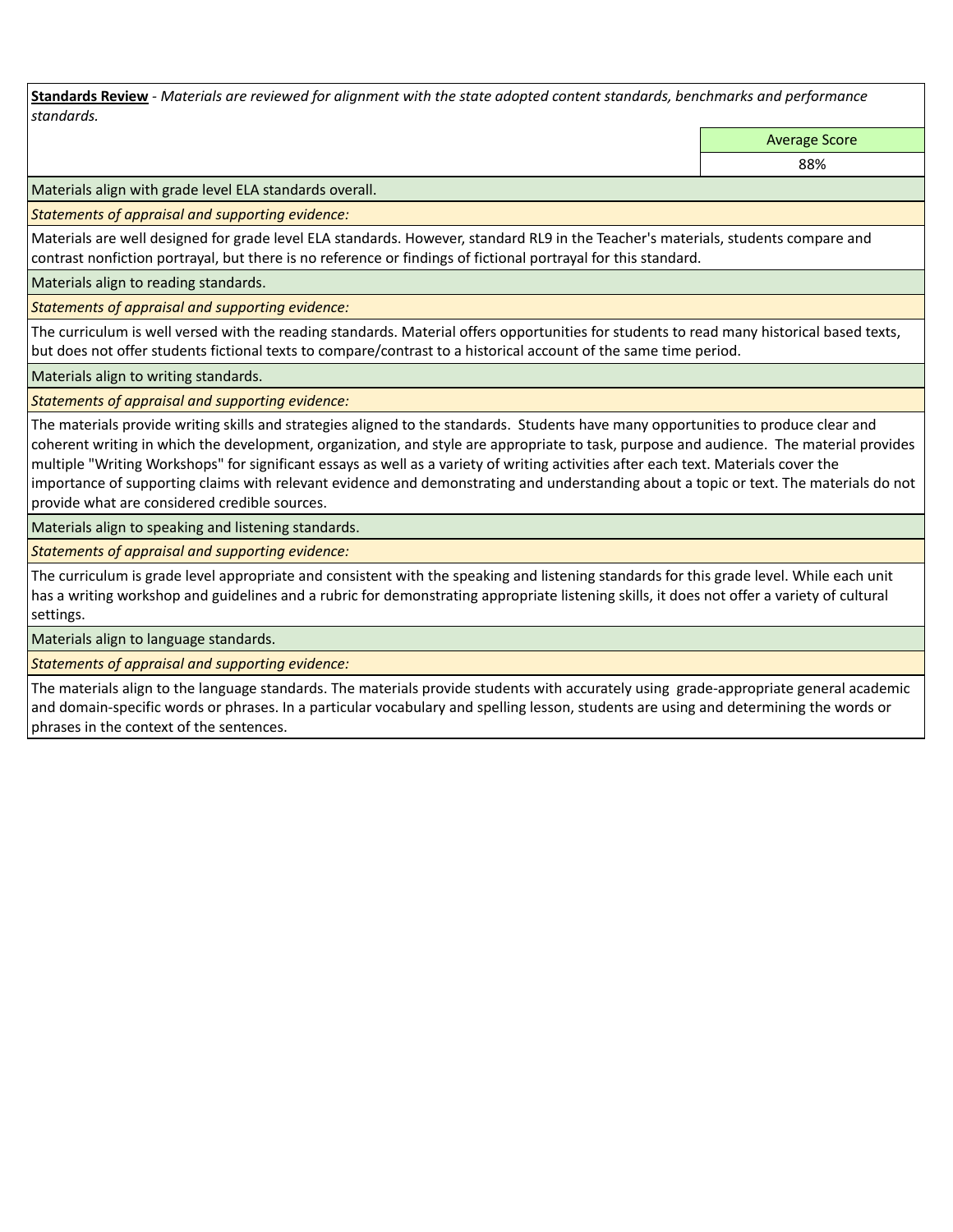**Standards Review** - *Materials are reviewed for alignment with the state adopted content standards, benchmarks and performance standards.*

| Average Score |
| --- |
| 88% |

Materials align with grade level ELA standards overall.

*Statements of appraisal and supporting evidence:*

Materials are well designed for grade level ELA standards. However, standard RL9 in the Teacher's materials, students compare and contrast nonfiction portrayal, but there is no reference or findings of fictional portrayal for this standard.

Materials align to reading standards.

*Statements of appraisal and supporting evidence:*

The curriculum is well versed with the reading standards. Material offers opportunities for students to read many historical based texts, but does not offer students fictional texts to compare/contrast to a historical account of the same time period.

Materials align to writing standards.

*Statements of appraisal and supporting evidence:*

The materials provide writing skills and strategies aligned to the standards. Students have many opportunities to produce clear and coherent writing in which the development, organization, and style are appropriate to task, purpose and audience. The material provides multiple "Writing Workshops" for significant essays as well as a variety of writing activities after each text. Materials cover the importance of supporting claims with relevant evidence and demonstrating and understanding about a topic or text. The materials do not provide what are considered credible sources.

Materials align to speaking and listening standards.

*Statements of appraisal and supporting evidence:*

The curriculum is grade level appropriate and consistent with the speaking and listening standards for this grade level. While each unit has a writing workshop and guidelines and a rubric for demonstrating appropriate listening skills, it does not offer a variety of cultural settings.

Materials align to language standards.

*Statements of appraisal and supporting evidence:*

The materials align to the language standards. The materials provide students with accurately using grade-appropriate general academic and domain-specific words or phrases. In a particular vocabulary and spelling lesson, students are using and determining the words or phrases in the context of the sentences.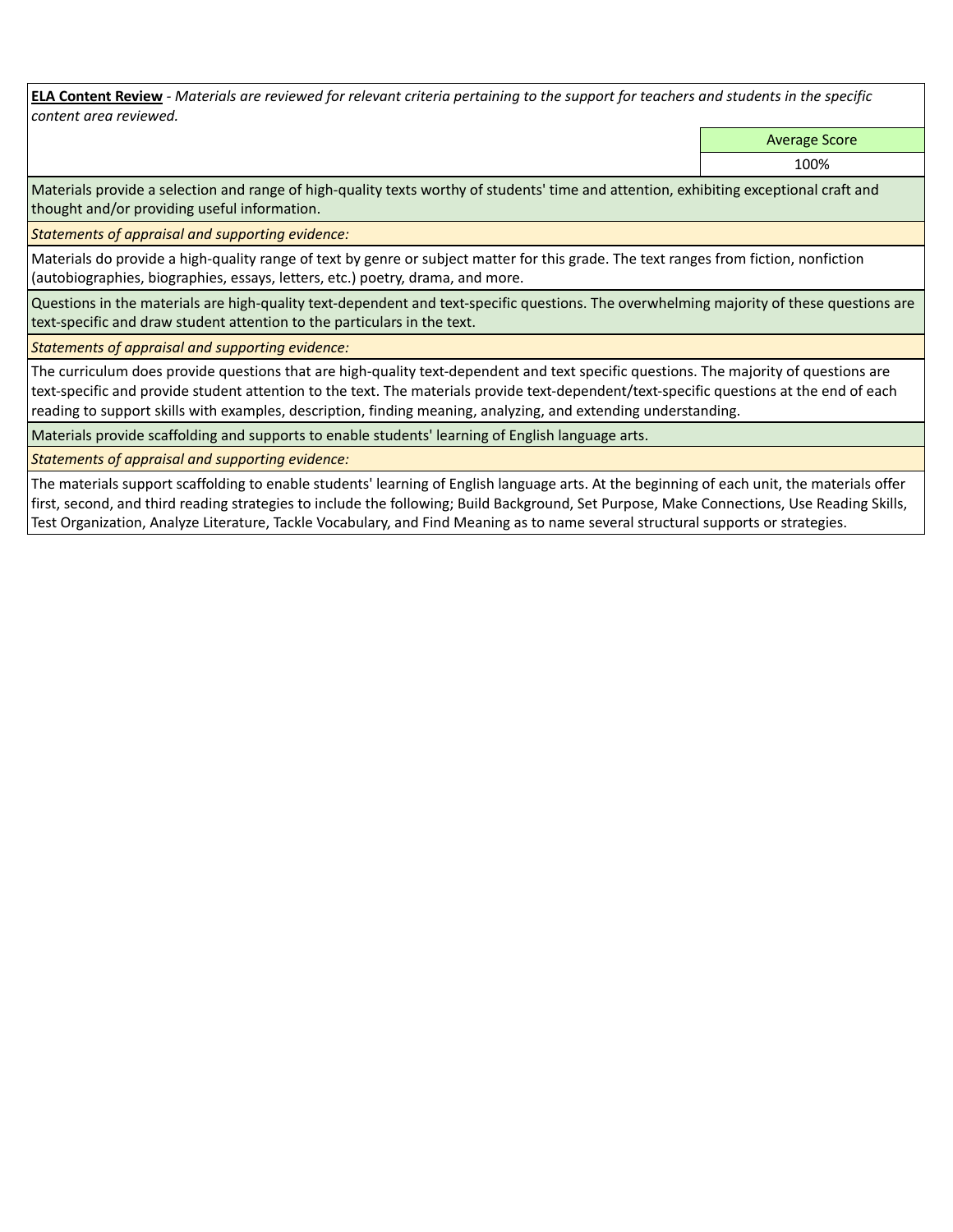**ELA Content Review** - *Materials are reviewed for relevant criteria pertaining to the support for teachers and students in the specific content area reviewed.*

| Average Score |
| --- |
| 100% |

Materials provide a selection and range of high-quality texts worthy of students' time and attention, exhibiting exceptional craft and thought and/or providing useful information.

*Statements of appraisal and supporting evidence:*

Materials do provide a high-quality range of text by genre or subject matter for this grade. The text ranges from fiction, nonfiction (autobiographies, biographies, essays, letters, etc.) poetry, drama, and more.

Questions in the materials are high-quality text-dependent and text-specific questions. The overwhelming majority of these questions are text-specific and draw student attention to the particulars in the text.

*Statements of appraisal and supporting evidence:*

The curriculum does provide questions that are high-quality text-dependent and text specific questions. The majority of questions are text-specific and provide student attention to the text. The materials provide text-dependent/text-specific questions at the end of each reading to support skills with examples, description, finding meaning, analyzing, and extending understanding.

Materials provide scaffolding and supports to enable students' learning of English language arts.

*Statements of appraisal and supporting evidence:*

The materials support scaffolding to enable students' learning of English language arts. At the beginning of each unit, the materials offer first, second, and third reading strategies to include the following; Build Background, Set Purpose, Make Connections, Use Reading Skills, Test Organization, Analyze Literature, Tackle Vocabulary, and Find Meaning as to name several structural supports or strategies.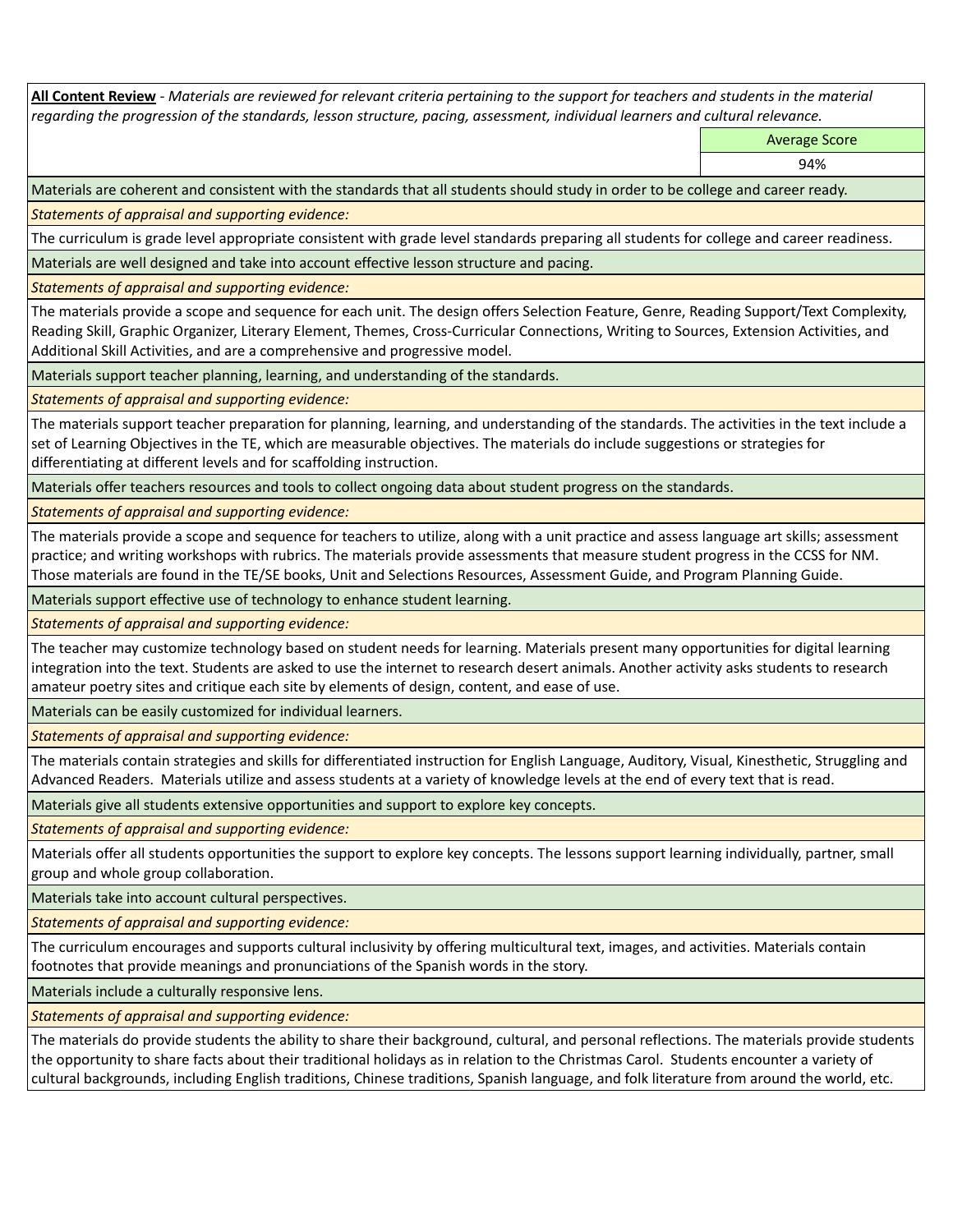**All Content Review** - *Materials are reviewed for relevant criteria pertaining to the support for teachers and students in the material regarding the progression of the standards, lesson structure, pacing, assessment, individual learners and cultural relevance.*

| Average Score |
|---|
| 94% |

Materials are coherent and consistent with the standards that all students should study in order to be college and career ready.

*Statements of appraisal and supporting evidence:*

The curriculum is grade level appropriate consistent with grade level standards preparing all students for college and career readiness.

Materials are well designed and take into account effective lesson structure and pacing.

*Statements of appraisal and supporting evidence:*

The materials provide a scope and sequence for each unit. The design offers Selection Feature, Genre, Reading Support/Text Complexity, Reading Skill, Graphic Organizer, Literary Element, Themes, Cross-Curricular Connections, Writing to Sources, Extension Activities, and Additional Skill Activities, and are a comprehensive and progressive model.

Materials support teacher planning, learning, and understanding of the standards.

*Statements of appraisal and supporting evidence:*

The materials support teacher preparation for planning, learning, and understanding of the standards. The activities in the text include a set of Learning Objectives in the TE, which are measurable objectives. The materials do include suggestions or strategies for differentiating at different levels and for scaffolding instruction.

Materials offer teachers resources and tools to collect ongoing data about student progress on the standards.

*Statements of appraisal and supporting evidence:*

The materials provide a scope and sequence for teachers to utilize, along with a unit practice and assess language art skills; assessment practice; and writing workshops with rubrics. The materials provide assessments that measure student progress in the CCSS for NM. Those materials are found in the TE/SE books, Unit and Selections Resources, Assessment Guide, and Program Planning Guide.

Materials support effective use of technology to enhance student learning.

*Statements of appraisal and supporting evidence:*

The teacher may customize technology based on student needs for learning. Materials present many opportunities for digital learning integration into the text. Students are asked to use the internet to research desert animals. Another activity asks students to research amateur poetry sites and critique each site by elements of design, content, and ease of use.

Materials can be easily customized for individual learners.

*Statements of appraisal and supporting evidence:*

The materials contain strategies and skills for differentiated instruction for English Language, Auditory, Visual, Kinesthetic, Struggling and Advanced Readers. Materials utilize and assess students at a variety of knowledge levels at the end of every text that is read.

Materials give all students extensive opportunities and support to explore key concepts.

*Statements of appraisal and supporting evidence:*

Materials offer all students opportunities the support to explore key concepts. The lessons support learning individually, partner, small group and whole group collaboration.

Materials take into account cultural perspectives.

*Statements of appraisal and supporting evidence:*

The curriculum encourages and supports cultural inclusivity by offering multicultural text, images, and activities. Materials contain footnotes that provide meanings and pronunciations of the Spanish words in the story.

Materials include a culturally responsive lens.

*Statements of appraisal and supporting evidence:*

The materials do provide students the ability to share their background, cultural, and personal reflections. The materials provide students the opportunity to share facts about their traditional holidays as in relation to the Christmas Carol. Students encounter a variety of cultural backgrounds, including English traditions, Chinese traditions, Spanish language, and folk literature from around the world, etc.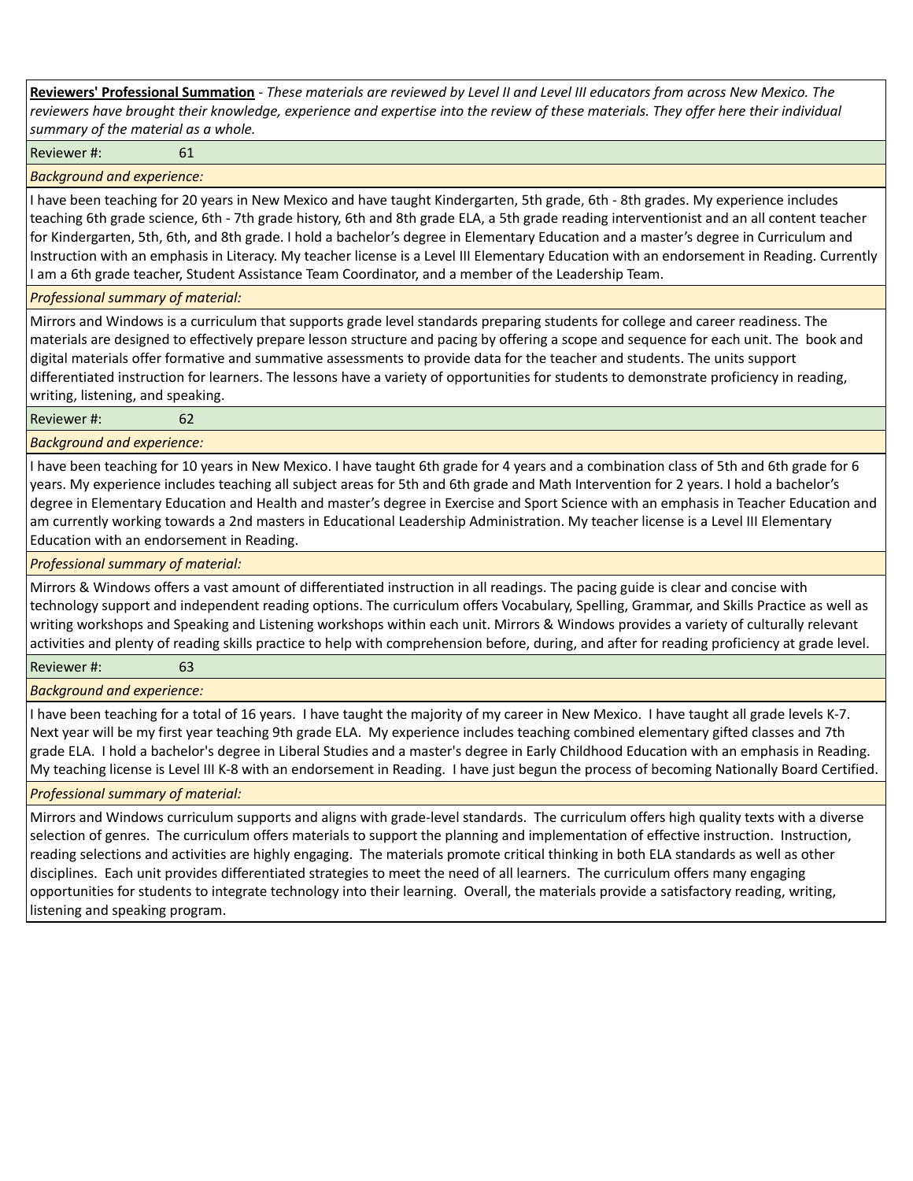**Reviewers' Professional Summation** - *These materials are reviewed by Level II and Level III educators from across New Mexico. The reviewers have brought their knowledge, experience and expertise into the review of these materials. They offer here their individual summary of the material as a whole.*

Reviewer #: 61

*Background and experience:*

I have been teaching for 20 years in New Mexico and have taught Kindergarten, 5th grade, 6th - 8th grades. My experience includes teaching 6th grade science, 6th - 7th grade history, 6th and 8th grade ELA, a 5th grade reading interventionist and an all content teacher for Kindergarten, 5th, 6th, and 8th grade. I hold a bachelor's degree in Elementary Education and a master's degree in Curriculum and Instruction with an emphasis in Literacy. My teacher license is a Level III Elementary Education with an endorsement in Reading. Currently I am a 6th grade teacher, Student Assistance Team Coordinator, and a member of the Leadership Team.

*Professional summary of material:*

Mirrors and Windows is a curriculum that supports grade level standards preparing students for college and career readiness. The materials are designed to effectively prepare lesson structure and pacing by offering a scope and sequence for each unit. The book and digital materials offer formative and summative assessments to provide data for the teacher and students. The units support differentiated instruction for learners. The lessons have a variety of opportunities for students to demonstrate proficiency in reading, writing, listening, and speaking.

Reviewer #: 62

*Background and experience:*

I have been teaching for 10 years in New Mexico. I have taught 6th grade for 4 years and a combination class of 5th and 6th grade for 6 years. My experience includes teaching all subject areas for 5th and 6th grade and Math Intervention for 2 years. I hold a bachelor's degree in Elementary Education and Health and master's degree in Exercise and Sport Science with an emphasis in Teacher Education and am currently working towards a 2nd masters in Educational Leadership Administration. My teacher license is a Level III Elementary Education with an endorsement in Reading.

*Professional summary of material:*

Mirrors & Windows offers a vast amount of differentiated instruction in all readings. The pacing guide is clear and concise with technology support and independent reading options. The curriculum offers Vocabulary, Spelling, Grammar, and Skills Practice as well as writing workshops and Speaking and Listening workshops within each unit. Mirrors & Windows provides a variety of culturally relevant activities and plenty of reading skills practice to help with comprehension before, during, and after for reading proficiency at grade level.

Reviewer #: 63

*Background and experience:*

I have been teaching for a total of 16 years. I have taught the majority of my career in New Mexico. I have taught all grade levels K-7. Next year will be my first year teaching 9th grade ELA. My experience includes teaching combined elementary gifted classes and 7th grade ELA. I hold a bachelor's degree in Liberal Studies and a master's degree in Early Childhood Education with an emphasis in Reading. My teaching license is Level III K-8 with an endorsement in Reading. I have just begun the process of becoming Nationally Board Certified.

*Professional summary of material:*

Mirrors and Windows curriculum supports and aligns with grade-level standards. The curriculum offers high quality texts with a diverse selection of genres. The curriculum offers materials to support the planning and implementation of effective instruction. Instruction, reading selections and activities are highly engaging. The materials promote critical thinking in both ELA standards as well as other disciplines. Each unit provides differentiated strategies to meet the need of all learners. The curriculum offers many engaging opportunities for students to integrate technology into their learning. Overall, the materials provide a satisfactory reading, writing, listening and speaking program.